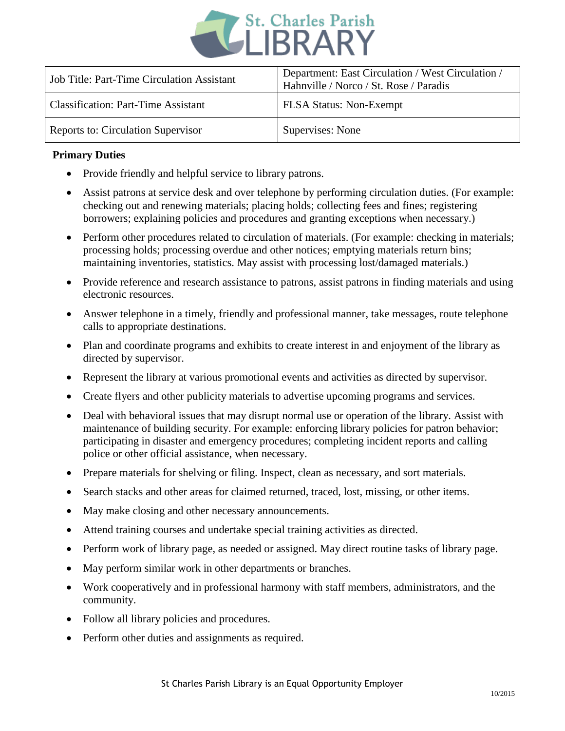# St. Charles Parish LIBRARY

| Job Title: Part-Time Circulation Assistant | Department: East Circulation / West Circulation / Hahnville / Norco / St. Rose / Paradis |
|---|---|
| Classification: Part-Time Assistant | FLSA Status: Non-Exempt |
| Reports to: Circulation Supervisor | Supervises: None |

**Primary Duties**

- Provide friendly and helpful service to library patrons.
- Assist patrons at service desk and over telephone by performing circulation duties. (For example: checking out and renewing materials; placing holds; collecting fees and fines; registering borrowers; explaining policies and procedures and granting exceptions when necessary.)
- Perform other procedures related to circulation of materials. (For example: checking in materials; processing holds; processing overdue and other notices; emptying materials return bins; maintaining inventories, statistics. May assist with processing lost/damaged materials.)
- Provide reference and research assistance to patrons, assist patrons in finding materials and using electronic resources.
- Answer telephone in a timely, friendly and professional manner, take messages, route telephone calls to appropriate destinations.
- Plan and coordinate programs and exhibits to create interest in and enjoyment of the library as directed by supervisor.
- Represent the library at various promotional events and activities as directed by supervisor.
- Create flyers and other publicity materials to advertise upcoming programs and services.
- Deal with behavioral issues that may disrupt normal use or operation of the library. Assist with maintenance of building security. For example: enforcing library policies for patron behavior; participating in disaster and emergency procedures; completing incident reports and calling police or other official assistance, when necessary.
- Prepare materials for shelving or filing. Inspect, clean as necessary, and sort materials.
- Search stacks and other areas for claimed returned, traced, lost, missing, or other items.
- May make closing and other necessary announcements.
- Attend training courses and undertake special training activities as directed.
- Perform work of library page, as needed or assigned. May direct routine tasks of library page.
- May perform similar work in other departments or branches.
- Work cooperatively and in professional harmony with staff members, administrators, and the community.
- Follow all library policies and procedures.
- Perform other duties and assignments as required.

St Charles Parish Library is an Equal Opportunity Employer

10/2015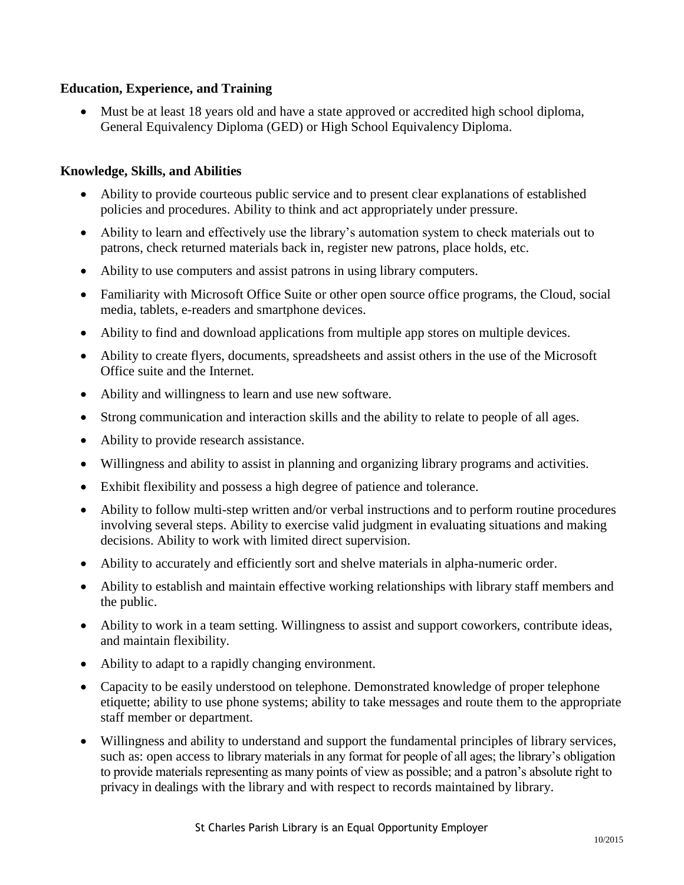**Education, Experience, and Training**

- Must be at least 18 years old and have a state approved or accredited high school diploma, General Equivalency Diploma (GED) or High School Equivalency Diploma.

**Knowledge, Skills, and Abilities**

- Ability to provide courteous public service and to present clear explanations of established policies and procedures. Ability to think and act appropriately under pressure.
- Ability to learn and effectively use the library's automation system to check materials out to patrons, check returned materials back in, register new patrons, place holds, etc.
- Ability to use computers and assist patrons in using library computers.
- Familiarity with Microsoft Office Suite or other open source office programs, the Cloud, social media, tablets, e-readers and smartphone devices.
- Ability to find and download applications from multiple app stores on multiple devices.
- Ability to create flyers, documents, spreadsheets and assist others in the use of the Microsoft Office suite and the Internet.
- Ability and willingness to learn and use new software.
- Strong communication and interaction skills and the ability to relate to people of all ages.
- Ability to provide research assistance.
- Willingness and ability to assist in planning and organizing library programs and activities.
- Exhibit flexibility and possess a high degree of patience and tolerance.
- Ability to follow multi-step written and/or verbal instructions and to perform routine procedures involving several steps. Ability to exercise valid judgment in evaluating situations and making decisions. Ability to work with limited direct supervision.
- Ability to accurately and efficiently sort and shelve materials in alpha-numeric order.
- Ability to establish and maintain effective working relationships with library staff members and the public.
- Ability to work in a team setting. Willingness to assist and support coworkers, contribute ideas, and maintain flexibility.
- Ability to adapt to a rapidly changing environment.
- Capacity to be easily understood on telephone. Demonstrated knowledge of proper telephone etiquette; ability to use phone systems; ability to take messages and route them to the appropriate staff member or department.
- Willingness and ability to understand and support the fundamental principles of library services, such as: open access to library materials in any format for people of all ages; the library's obligation to provide materials representing as many points of view as possible; and a patron's absolute right to privacy in dealings with the library and with respect to records maintained by library.

St Charles Parish Library is an Equal Opportunity Employer

10/2015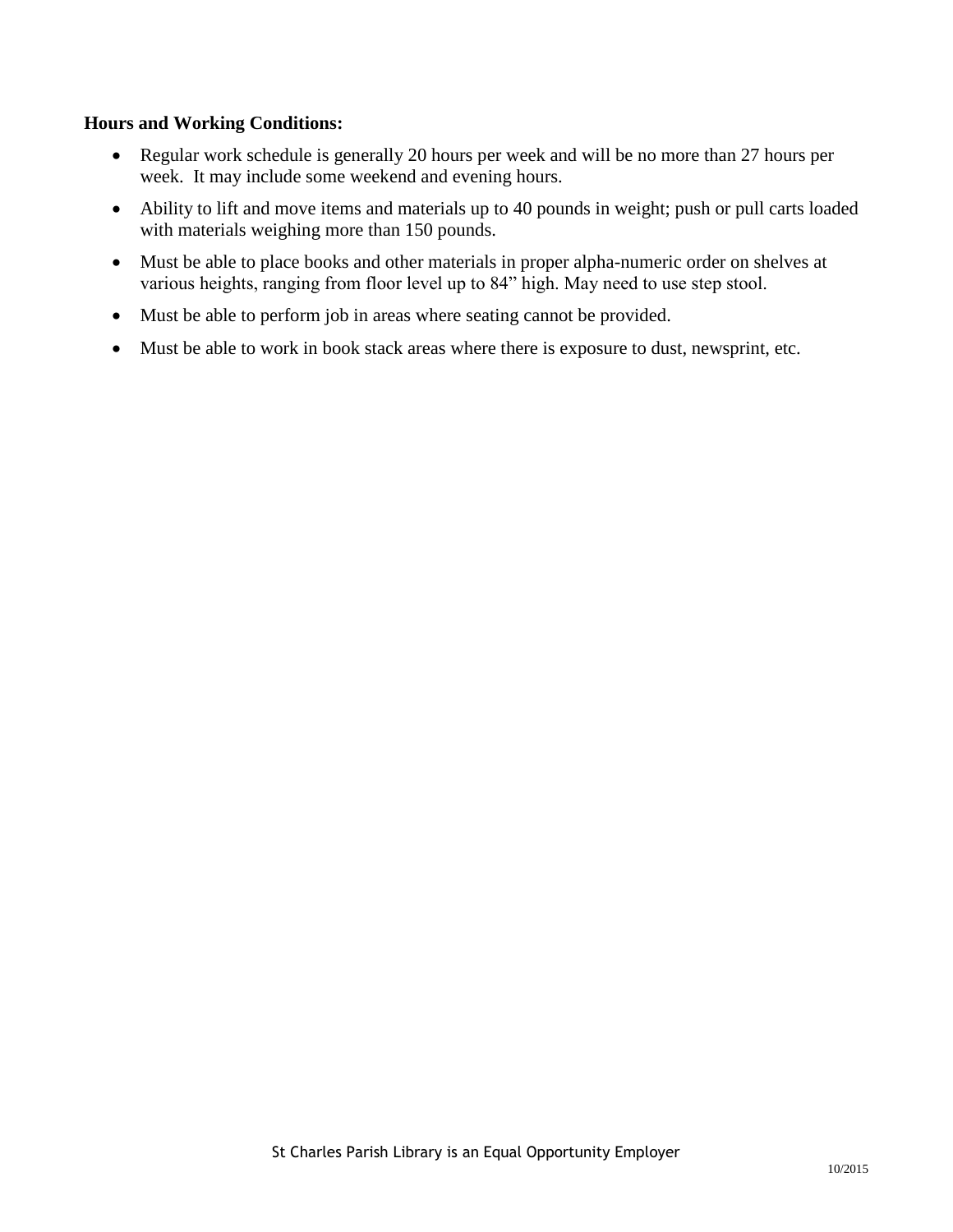**Hours and Working Conditions:**

- Regular work schedule is generally 20 hours per week and will be no more than 27 hours per week. It may include some weekend and evening hours.
- Ability to lift and move items and materials up to 40 pounds in weight; push or pull carts loaded with materials weighing more than 150 pounds.
- Must be able to place books and other materials in proper alpha-numeric order on shelves at various heights, ranging from floor level up to 84" high. May need to use step stool.
- Must be able to perform job in areas where seating cannot be provided.
- Must be able to work in book stack areas where there is exposure to dust, newsprint, etc.

St Charles Parish Library is an Equal Opportunity Employer

10/2015